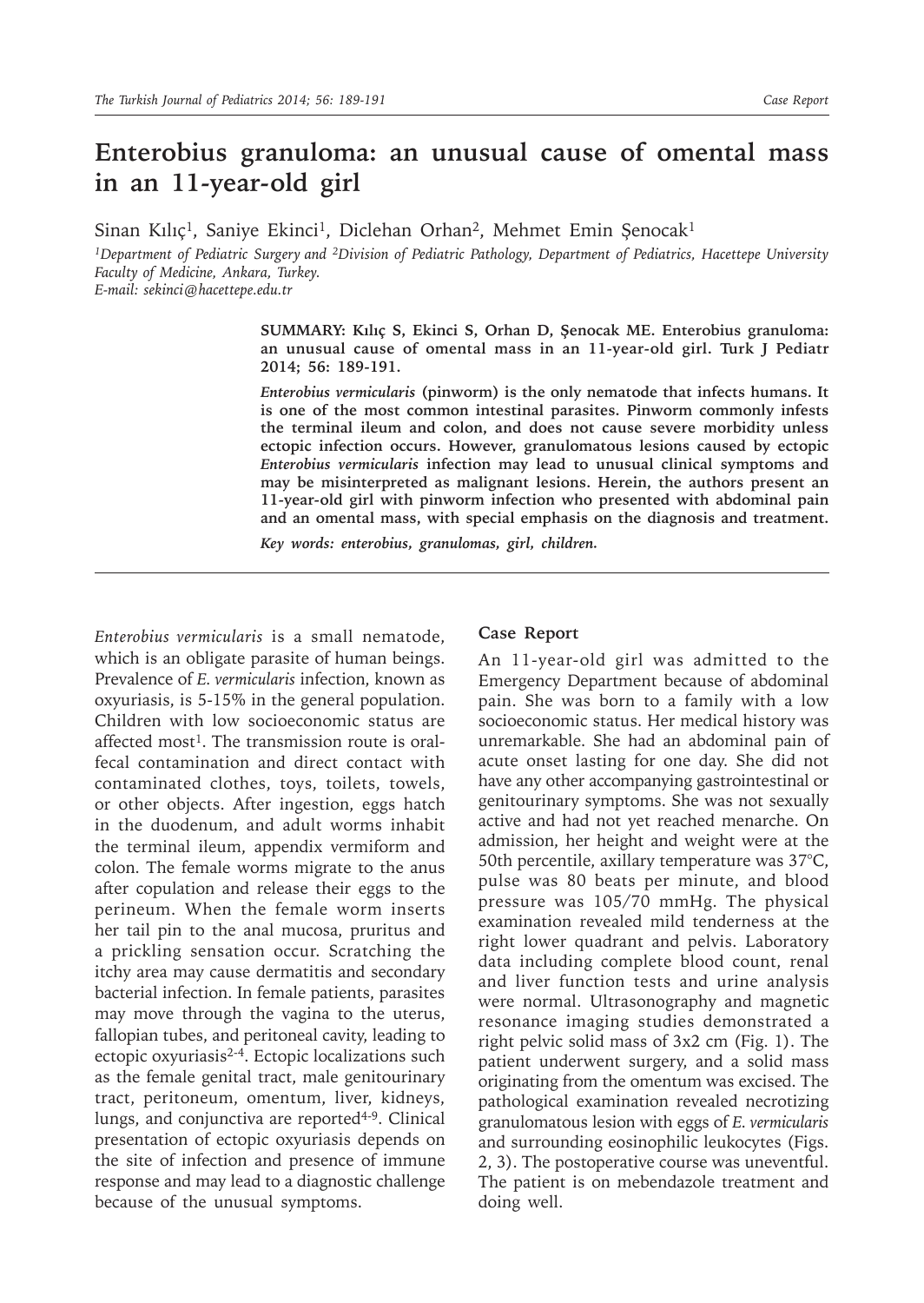# Enterobius granuloma: an unusual cause of omental mass in an 11-year-old girl

Sinan Kılıç[1], Saniye Ekinci[1], Diclehan Orhan[2], Mehmet Emin Şenocak[1]

[1]Department of Pediatric Surgery and [2]Division of Pediatric Pathology, Department of Pediatrics, Hacettepe University Faculty of Medicine, Ankara, Turkey.
E-mail: sekinci@hacettepe.edu.tr

**SUMMARY: Kılıç S, Ekinci S, Orhan D, Şenocak ME. Enterobius granuloma: an unusual cause of omental mass in an 11-year-old girl. Turk J Pediatr 2014; 56: 189-191.**

***Enterobius vermicularis*** **(pinworm) is the only nematode that infects humans. It is one of the most common intestinal parasites. Pinworm commonly infests the terminal ileum and colon, and does not cause severe morbidity unless ectopic infection occurs. However, granulomatous lesions caused by ectopic** ***Enterobius vermicularis*** **infection may lead to unusual clinical symptoms and may be misinterpreted as malignant lesions. Herein, the authors present an 11-year-old girl with pinworm infection who presented with abdominal pain and an omental mass, with special emphasis on the diagnosis and treatment.**

***Key words: enterobius, granulomas, girl, children.***

---

*Enterobius vermicularis* is a small nematode, which is an obligate parasite of human beings. Prevalence of *E. vermicularis* infection, known as oxyuriasis, is 5-15% in the general population. Children with low socioeconomic status are affected most[1]. The transmission route is oral-fecal contamination and direct contact with contaminated clothes, toys, toilets, towels, or other objects. After ingestion, eggs hatch in the duodenum, and adult worms inhabit the terminal ileum, appendix vermiform and colon. The female worms migrate to the anus after copulation and release their eggs to the perineum. When the female worm inserts her tail pin to the anal mucosa, pruritus and a prickling sensation occur. Scratching the itchy area may cause dermatitis and secondary bacterial infection. In female patients, parasites may move through the vagina to the uterus, fallopian tubes, and peritoneal cavity, leading to ectopic oxyuriasis[2-4]. Ectopic localizations such as the female genital tract, male genitourinary tract, peritoneum, omentum, liver, kidneys, lungs, and conjunctiva are reported[4-9]. Clinical presentation of ectopic oxyuriasis depends on the site of infection and presence of immune response and may lead to a diagnostic challenge because of the unusual symptoms.

## Case Report

An 11-year-old girl was admitted to the Emergency Department because of abdominal pain. She was born to a family with a low socioeconomic status. Her medical history was unremarkable. She had an abdominal pain of acute onset lasting for one day. She did not have any other accompanying gastrointestinal or genitourinary symptoms. She was not sexually active and had not yet reached menarche. On admission, her height and weight were at the 50th percentile, axillary temperature was 37°C, pulse was 80 beats per minute, and blood pressure was 105/70 mmHg. The physical examination revealed mild tenderness at the right lower quadrant and pelvis. Laboratory data including complete blood count, renal and liver function tests and urine analysis were normal. Ultrasonography and magnetic resonance imaging studies demonstrated a right pelvic solid mass of 3x2 cm (Fig. 1). The patient underwent surgery, and a solid mass originating from the omentum was excised. The pathological examination revealed necrotizing granulomatous lesion with eggs of *E. vermicularis* and surrounding eosinophilic leukocytes (Figs. 2, 3). The postoperative course was uneventful. The patient is on mebendazole treatment and doing well.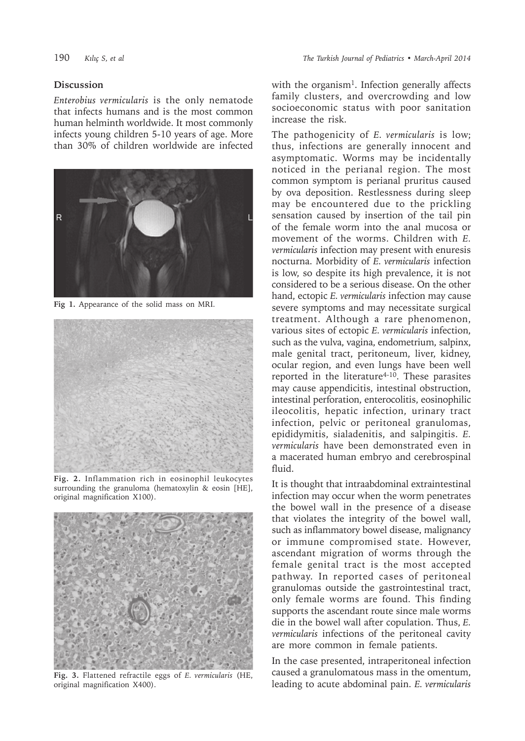## Discussion

*Enterobius vermicularis* is the only nematode that infects humans and is the most common human helminth worldwide. It most commonly infects young children 5-10 years of age. More than 30% of children worldwide are infected with the organism[1]. Infection generally affects family clusters, and overcrowding and low socioeconomic status with poor sanitation increase the risk.

Fig 1. Appearance of the solid mass on MRI.

Fig. 2. Inflammation rich in eosinophil leukocytes surrounding the granuloma (hematoxylin & eosin [HE], original magnification X100).

Fig. 3. Flattened refractile eggs of *E. vermicularis* (HE, original magnification X400).

The pathogenicity of *E. vermicularis* is low; thus, infections are generally innocent and asymptomatic. Worms may be incidentally noticed in the perianal region. The most common symptom is perianal pruritus caused by ova deposition. Restlessness during sleep may be encountered due to the prickling sensation caused by insertion of the tail pin of the female worm into the anal mucosa or movement of the worms. Children with *E. vermicularis* infection may present with enuresis nocturna. Morbidity of *E. vermicularis* infection is low, so despite its high prevalence, it is not considered to be a serious disease. On the other hand, ectopic *E. vermicularis* infection may cause severe symptoms and may necessitate surgical treatment. Although a rare phenomenon, various sites of ectopic *E. vermicularis* infection, such as the vulva, vagina, endometrium, salpinx, male genital tract, peritoneum, liver, kidney, ocular region, and even lungs have been well reported in the literature[4-10]. These parasites may cause appendicitis, intestinal obstruction, intestinal perforation, enterocolitis, eosinophilic ileocolitis, hepatic infection, urinary tract infection, pelvic or peritoneal granulomas, epididymitis, sialadenitis, and salpingitis. *E. vermicularis* have been demonstrated even in a macerated human embryo and cerebrospinal fluid.

It is thought that intraabdominal extraintestinal infection may occur when the worm penetrates the bowel wall in the presence of a disease that violates the integrity of the bowel wall, such as inflammatory bowel disease, malignancy or immune compromised state. However, ascendant migration of worms through the female genital tract is the most accepted pathway. In reported cases of peritoneal granulomas outside the gastrointestinal tract, only female worms are found. This finding supports the ascendant route since male worms die in the bowel wall after copulation. Thus, *E. vermicularis* infections of the peritoneal cavity are more common in female patients.

In the case presented, intraperitoneal infection caused a granulomatous mass in the omentum, leading to acute abdominal pain. *E. vermicularis*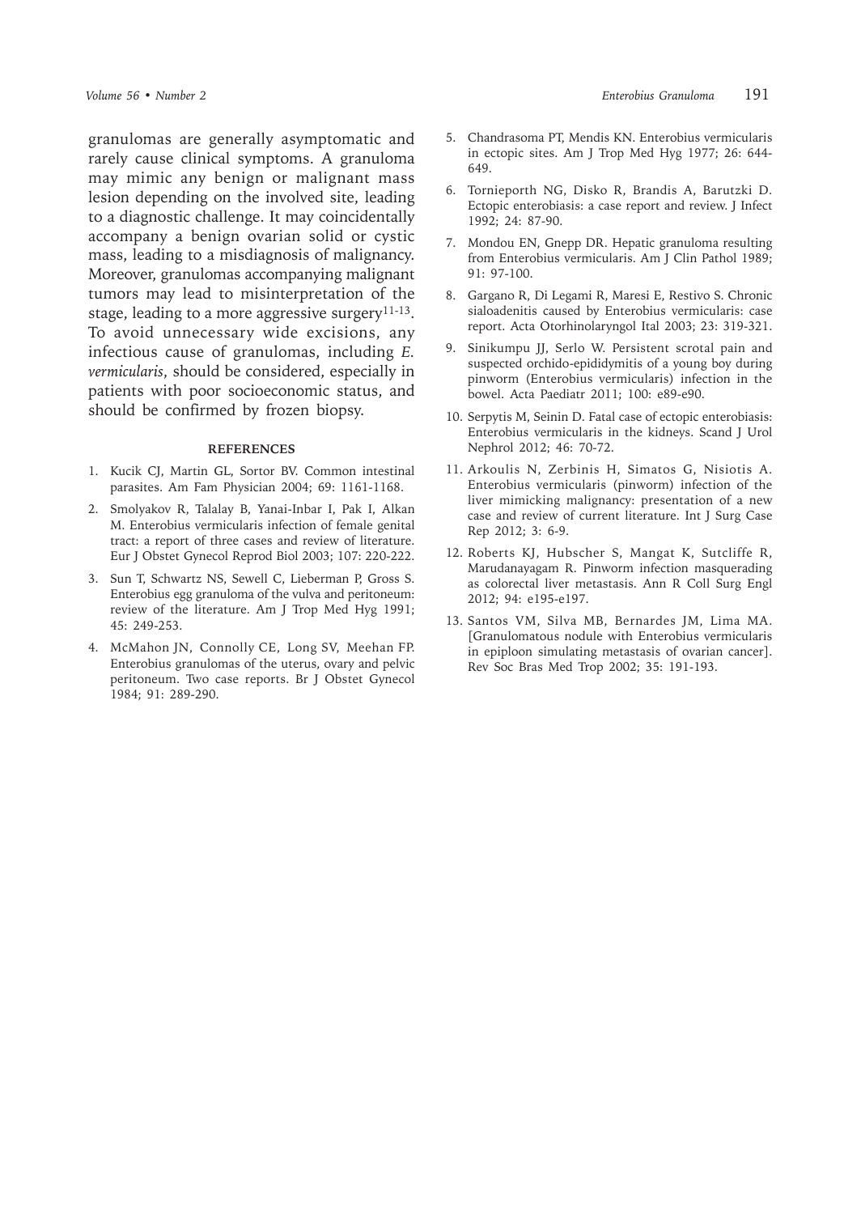granulomas are generally asymptomatic and rarely cause clinical symptoms. A granuloma may mimic any benign or malignant mass lesion depending on the involved site, leading to a diagnostic challenge. It may coincidentally accompany a benign ovarian solid or cystic mass, leading to a misdiagnosis of malignancy. Moreover, granulomas accompanying malignant tumors may lead to misinterpretation of the stage, leading to a more aggressive surgery[11-13]. To avoid unnecessary wide excisions, any infectious cause of granulomas, including *E. vermicularis*, should be considered, especially in patients with poor socioeconomic status, and should be confirmed by frozen biopsy.

## REFERENCES

1. Kucik CJ, Martin GL, Sortor BV. Common intestinal parasites. Am Fam Physician 2004; 69: 1161-1168.
2. Smolyakov R, Talalay B, Yanai-Inbar I, Pak I, Alkan M. Enterobius vermicularis infection of female genital tract: a report of three cases and review of literature. Eur J Obstet Gynecol Reprod Biol 2003; 107: 220-222.
3. Sun T, Schwartz NS, Sewell C, Lieberman P, Gross S. Enterobius egg granuloma of the vulva and peritoneum: review of the literature. Am J Trop Med Hyg 1991; 45: 249-253.
4. McMahon JN, Connolly CE, Long SV, Meehan FP. Enterobius granulomas of the uterus, ovary and pelvic peritoneum. Two case reports. Br J Obstet Gynecol 1984; 91: 289-290.
5. Chandrasoma PT, Mendis KN. Enterobius vermicularis in ectopic sites. Am J Trop Med Hyg 1977; 26: 644-649.
6. Tornieporth NG, Disko R, Brandis A, Barutzki D. Ectopic enterobiasis: a case report and review. J Infect 1992; 24: 87-90.
7. Mondou EN, Gnepp DR. Hepatic granuloma resulting from Enterobius vermicularis. Am J Clin Pathol 1989; 91: 97-100.
8. Gargano R, Di Legami R, Maresi E, Restivo S. Chronic sialoadenitis caused by Enterobius vermicularis: case report. Acta Otorhinolaryngol Ital 2003; 23: 319-321.
9. Sinikumpu JJ, Serlo W. Persistent scrotal pain and suspected orchido-epididymitis of a young boy during pinworm (Enterobius vermicularis) infection in the bowel. Acta Paediatr 2011; 100: e89-e90.
10. Serpytis M, Seinin D. Fatal case of ectopic enterobiasis: Enterobius vermicularis in the kidneys. Scand J Urol Nephrol 2012; 46: 70-72.
11. Arkoulis N, Zerbinis H, Simatos G, Nisiotis A. Enterobius vermicularis (pinworm) infection of the liver mimicking malignancy: presentation of a new case and review of current literature. Int J Surg Case Rep 2012; 3: 6-9.
12. Roberts KJ, Hubscher S, Mangat K, Sutcliffe R, Marudanayagam R. Pinworm infection masquerading as colorectal liver metastasis. Ann R Coll Surg Engl 2012; 94: e195-e197.
13. Santos VM, Silva MB, Bernardes JM, Lima MA. [Granulomatous nodule with Enterobius vermicularis in epiploon simulating metastasis of ovarian cancer]. Rev Soc Bras Med Trop 2002; 35: 191-193.